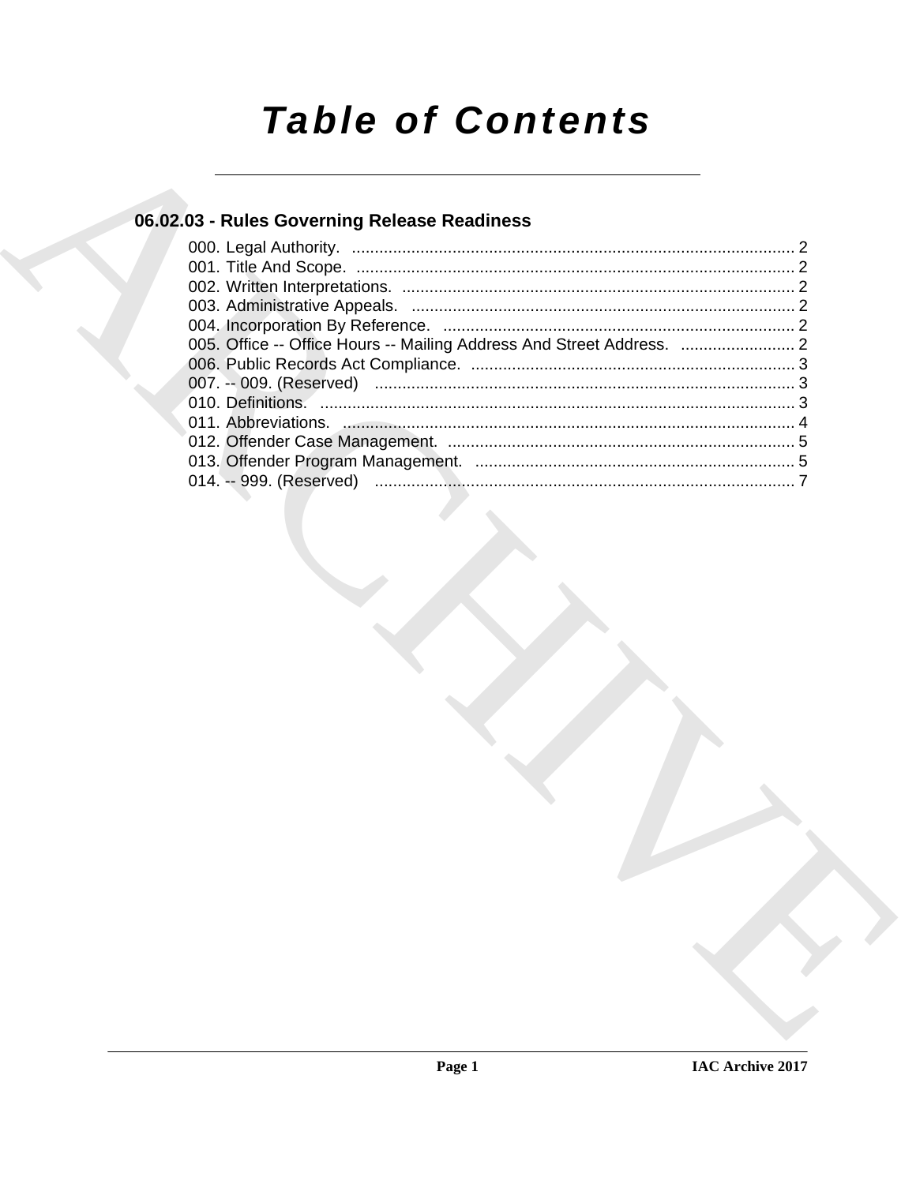# Table of Contents

## 06.02.03 - Rules Governing Release Readiness

000. Legal Authority. ........................................................................................ 2
001. Title And Scope. ........................................................................................ 2
002. Written Interpretations. ............................................................................... 2
003. Administrative Appeals. .............................................................................. 2
004. Incorporation By Reference. ........................................................................ 2
005. Office -- Office Hours -- Mailing Address And Street Address. ........................ 2
006. Public Records Act Compliance. ................................................................... 3
007. -- 009. (Reserved) ....................................................................................... 3
010. Definitions. ................................................................................................. 3
011. Abbreviations. ............................................................................................ 4
012. Offender Case Management. ....................................................................... 5
013. Offender Program Management. ................................................................... 5
014. -- 999. (Reserved) ....................................................................................... 7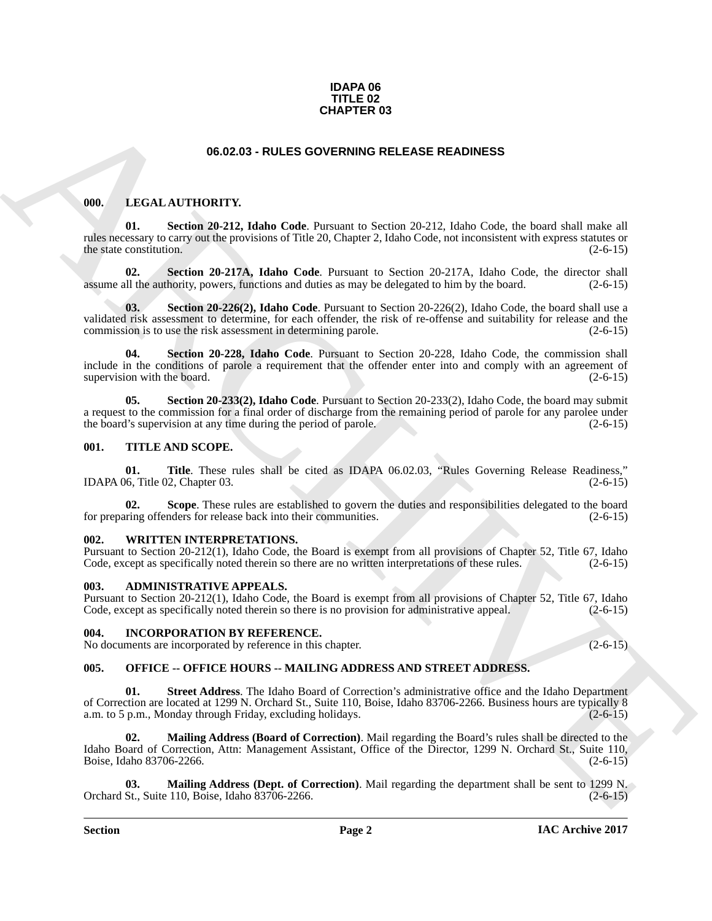**IDAPA 06**
**TITLE 02**
**CHAPTER 03**

# 06.02.03 - RULES GOVERNING RELEASE READINESS

## 000. LEGAL AUTHORITY.

**01. Section 20-212, Idaho Code**. Pursuant to Section 20-212, Idaho Code, the board shall make all rules necessary to carry out the provisions of Title 20, Chapter 2, Idaho Code, not inconsistent with express statutes or the state constitution. (2-6-15)

**02. Section 20-217A, Idaho Code**. Pursuant to Section 20-217A, Idaho Code, the director shall assume all the authority, powers, functions and duties as may be delegated to him by the board. (2-6-15)

**03. Section 20-226(2), Idaho Code**. Pursuant to Section 20-226(2), Idaho Code, the board shall use a validated risk assessment to determine, for each offender, the risk of re-offense and suitability for release and the commission is to use the risk assessment in determining parole. (2-6-15)

**04. Section 20-228, Idaho Code**. Pursuant to Section 20-228, Idaho Code, the commission shall include in the conditions of parole a requirement that the offender enter into and comply with an agreement of supervision with the board. (2-6-15)

**05. Section 20-233(2), Idaho Code**. Pursuant to Section 20-233(2), Idaho Code, the board may submit a request to the commission for a final order of discharge from the remaining period of parole for any parolee under the board's supervision at any time during the period of parole. (2-6-15)

## 001. TITLE AND SCOPE.

**01. Title**. These rules shall be cited as IDAPA 06.02.03, "Rules Governing Release Readiness," IDAPA 06, Title 02, Chapter 03. (2-6-15)

**02. Scope**. These rules are established to govern the duties and responsibilities delegated to the board for preparing offenders for release back into their communities. (2-6-15)

## 002. WRITTEN INTERPRETATIONS.

Pursuant to Section 20-212(1), Idaho Code, the Board is exempt from all provisions of Chapter 52, Title 67, Idaho Code, except as specifically noted therein so there are no written interpretations of these rules. (2-6-15)

## 003. ADMINISTRATIVE APPEALS.

Pursuant to Section 20-212(1), Idaho Code, the Board is exempt from all provisions of Chapter 52, Title 67, Idaho Code, except as specifically noted therein so there is no provision for administrative appeal. (2-6-15)

## 004. INCORPORATION BY REFERENCE.

No documents are incorporated by reference in this chapter. (2-6-15)

## 005. OFFICE -- OFFICE HOURS -- MAILING ADDRESS AND STREET ADDRESS.

**01. Street Address**. The Idaho Board of Correction's administrative office and the Idaho Department of Correction are located at 1299 N. Orchard St., Suite 110, Boise, Idaho 83706-2266. Business hours are typically 8 a.m. to 5 p.m., Monday through Friday, excluding holidays. (2-6-15)

**02. Mailing Address (Board of Correction)**. Mail regarding the Board's rules shall be directed to the Idaho Board of Correction, Attn: Management Assistant, Office of the Director, 1299 N. Orchard St., Suite 110, Boise, Idaho 83706-2266. (2-6-15)

**03. Mailing Address (Dept. of Correction)**. Mail regarding the department shall be sent to 1299 N. Orchard St., Suite 110, Boise, Idaho 83706-2266. (2-6-15)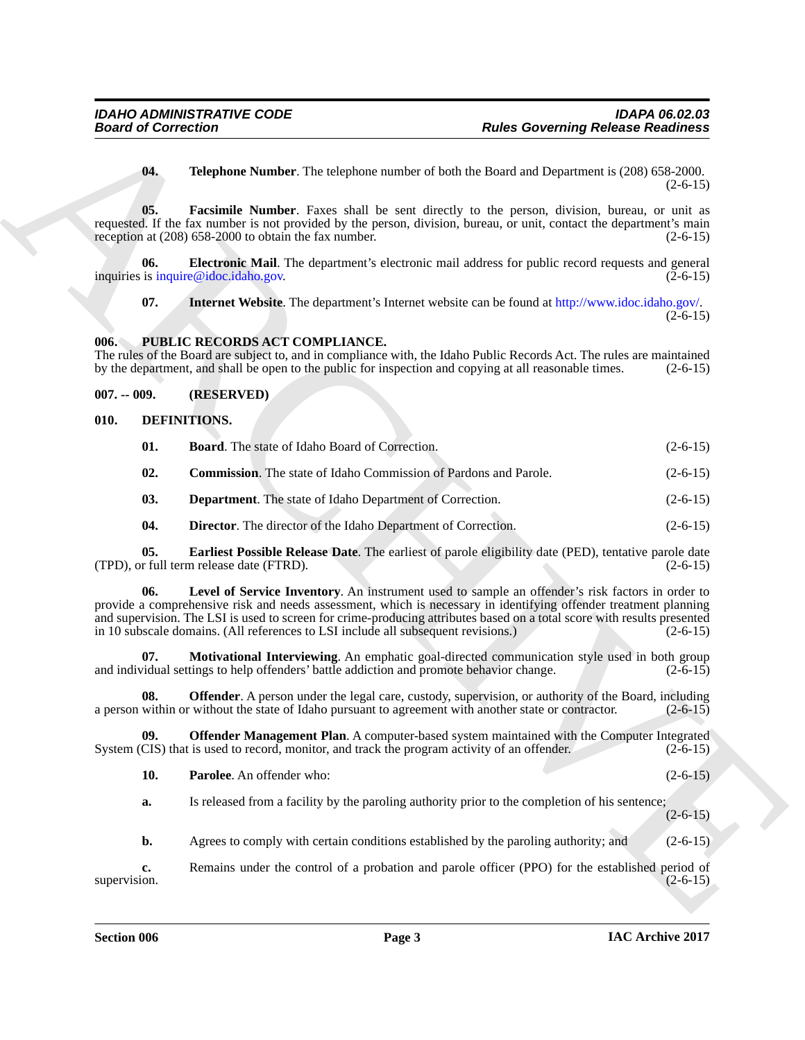**04. Telephone Number**. The telephone number of both the Board and Department is (208) 658-2000. (2-6-15)

**05. Facsimile Number**. Faxes shall be sent directly to the person, division, bureau, or unit as requested. If the fax number is not provided by the person, division, bureau, or unit, contact the department's main reception at (208) 658-2000 to obtain the fax number. (2-6-15)

**06. Electronic Mail**. The department's electronic mail address for public record requests and general inquiries is inquire@idoc.idaho.gov. (2-6-15)

**07. Internet Website**. The department's Internet website can be found at http://www.idoc.idaho.gov/. (2-6-15)

## 006. PUBLIC RECORDS ACT COMPLIANCE.

The rules of the Board are subject to, and in compliance with, the Idaho Public Records Act. The rules are maintained by the department, and shall be open to the public for inspection and copying at all reasonable times. (2-6-15)

## 007. -- 009. (RESERVED)

## 010. DEFINITIONS.

**01. Board**. The state of Idaho Board of Correction. (2-6-15)

**02. Commission**. The state of Idaho Commission of Pardons and Parole. (2-6-15)

**03. Department**. The state of Idaho Department of Correction. (2-6-15)

**04. Director**. The director of the Idaho Department of Correction. (2-6-15)

**05. Earliest Possible Release Date**. The earliest of parole eligibility date (PED), tentative parole date (TPD), or full term release date (FTRD). (2-6-15)

**06. Level of Service Inventory**. An instrument used to sample an offender's risk factors in order to provide a comprehensive risk and needs assessment, which is necessary in identifying offender treatment planning and supervision. The LSI is used to screen for crime-producing attributes based on a total score with results presented in 10 subscale domains. (All references to LSI include all subsequent revisions.) (2-6-15)

**07. Motivational Interviewing**. An emphatic goal-directed communication style used in both group and individual settings to help offenders' battle addiction and promote behavior change. (2-6-15)

**08. Offender**. A person under the legal care, custody, supervision, or authority of the Board, including a person within or without the state of Idaho pursuant to agreement with another state or contractor. (2-6-15)

**09. Offender Management Plan**. A computer-based system maintained with the Computer Integrated System (CIS) that is used to record, monitor, and track the program activity of an offender. (2-6-15)

**10. Parolee**. An offender who: (2-6-15)

**a.** Is released from a facility by the paroling authority prior to the completion of his sentence; (2-6-15)

**b.** Agrees to comply with certain conditions established by the paroling authority; and (2-6-15)

**c.** Remains under the control of a probation and parole officer (PPO) for the established period of supervision. (2-6-15)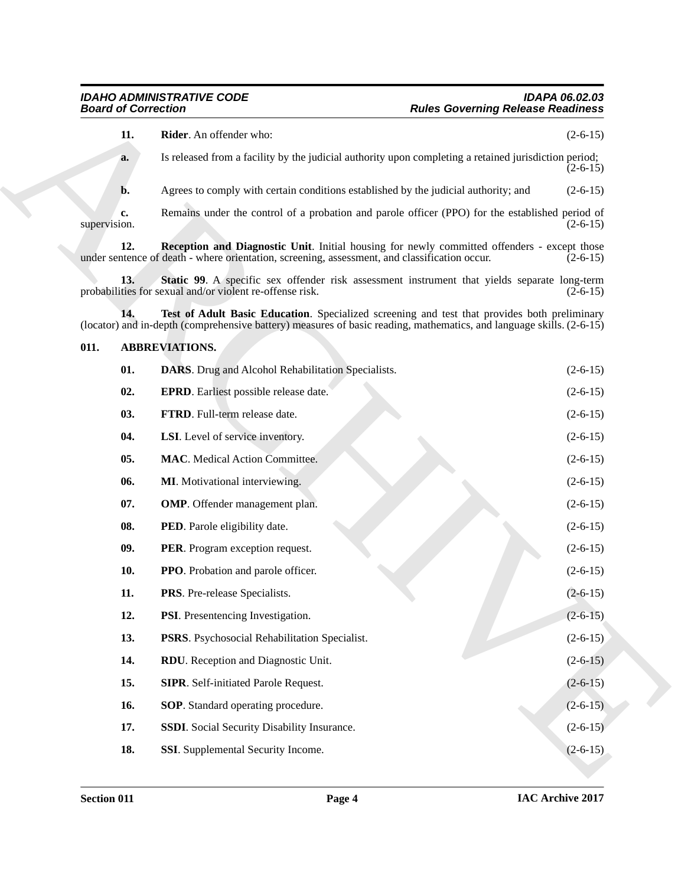**11. Rider**. An offender who: (2-6-15)

**a.** Is released from a facility by the judicial authority upon completing a retained jurisdiction period; (2-6-15)

**b.** Agrees to comply with certain conditions established by the judicial authority; and (2-6-15)

**c.** Remains under the control of a probation and parole officer (PPO) for the established period of supervision. (2-6-15)

**12. Reception and Diagnostic Unit**. Initial housing for newly committed offenders - except those under sentence of death - where orientation, screening, assessment, and classification occur. (2-6-15)

**13. Static 99**. A specific sex offender risk assessment instrument that yields separate long-term probabilities for sexual and/or violent re-offense risk. (2-6-15)

**14. Test of Adult Basic Education**. Specialized screening and test that provides both preliminary (locator) and in-depth (comprehensive battery) measures of basic reading, mathematics, and language skills. (2-6-15)

## 011. ABBREVIATIONS.

**01. DARS**. Drug and Alcohol Rehabilitation Specialists. (2-6-15)

**02. EPRD**. Earliest possible release date. (2-6-15)

**03. FTRD**. Full-term release date. (2-6-15)

**04. LSI**. Level of service inventory. (2-6-15)

**05. MAC**. Medical Action Committee. (2-6-15)

**06. MI**. Motivational interviewing. (2-6-15)

**07. OMP**. Offender management plan. (2-6-15)

**08. PED**. Parole eligibility date. (2-6-15)

**09. PER**. Program exception request. (2-6-15)

**10. PPO**. Probation and parole officer. (2-6-15)

**11. PRS**. Pre-release Specialists. (2-6-15)

**12. PSI**. Presentencing Investigation. (2-6-15)

**13. PSRS**. Psychosocial Rehabilitation Specialist. (2-6-15)

**14. RDU**. Reception and Diagnostic Unit. (2-6-15)

**15. SIPR**. Self-initiated Parole Request. (2-6-15)

**16. SOP**. Standard operating procedure. (2-6-15)

**17. SSDI**. Social Security Disability Insurance. (2-6-15)

**18. SSI**. Supplemental Security Income. (2-6-15)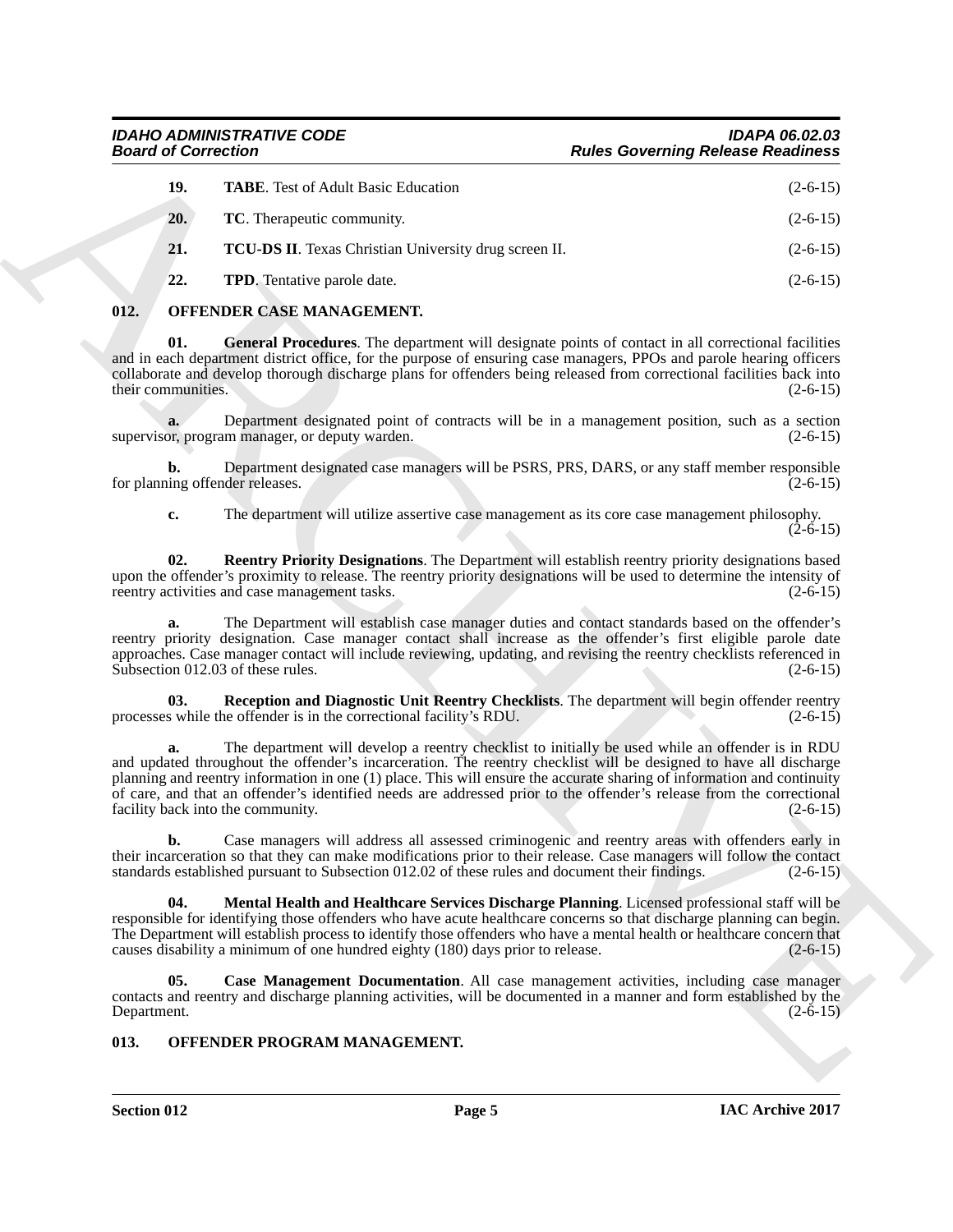**19. TABE**. Test of Adult Basic Education (2-6-15)

**20. TC**. Therapeutic community. (2-6-15)

**21. TCU-DS II**. Texas Christian University drug screen II. (2-6-15)

**22. TPD**. Tentative parole date. (2-6-15)

## 012. OFFENDER CASE MANAGEMENT.

**01. General Procedures**. The department will designate points of contact in all correctional facilities and in each department district office, for the purpose of ensuring case managers, PPOs and parole hearing officers collaborate and develop thorough discharge plans for offenders being released from correctional facilities back into their communities. (2-6-15)

**a.** Department designated point of contracts will be in a management position, such as a section supervisor, program manager, or deputy warden. (2-6-15)

**b.** Department designated case managers will be PSRS, PRS, DARS, or any staff member responsible for planning offender releases. (2-6-15)

**c.** The department will utilize assertive case management as its core case management philosophy. (2-6-15)

**02. Reentry Priority Designations**. The Department will establish reentry priority designations based upon the offender's proximity to release. The reentry priority designations will be used to determine the intensity of reentry activities and case management tasks. (2-6-15)

**a.** The Department will establish case manager duties and contact standards based on the offender's reentry priority designation. Case manager contact shall increase as the offender's first eligible parole date approaches. Case manager contact will include reviewing, updating, and revising the reentry checklists referenced in Subsection 012.03 of these rules. (2-6-15)

**03. Reception and Diagnostic Unit Reentry Checklists**. The department will begin offender reentry processes while the offender is in the correctional facility's RDU. (2-6-15)

**a.** The department will develop a reentry checklist to initially be used while an offender is in RDU and updated throughout the offender's incarceration. The reentry checklist will be designed to have all discharge planning and reentry information in one (1) place. This will ensure the accurate sharing of information and continuity of care, and that an offender's identified needs are addressed prior to the offender's release from the correctional facility back into the community. (2-6-15)

**b.** Case managers will address all assessed criminogenic and reentry areas with offenders early in their incarceration so that they can make modifications prior to their release. Case managers will follow the contact standards established pursuant to Subsection 012.02 of these rules and document their findings. (2-6-15)

**04. Mental Health and Healthcare Services Discharge Planning**. Licensed professional staff will be responsible for identifying those offenders who have acute healthcare concerns so that discharge planning can begin. The Department will establish process to identify those offenders who have a mental health or healthcare concern that causes disability a minimum of one hundred eighty (180) days prior to release. (2-6-15)

**05. Case Management Documentation**. All case management activities, including case manager contacts and reentry and discharge planning activities, will be documented in a manner and form established by the Department. (2-6-15)

## 013. OFFENDER PROGRAM MANAGEMENT.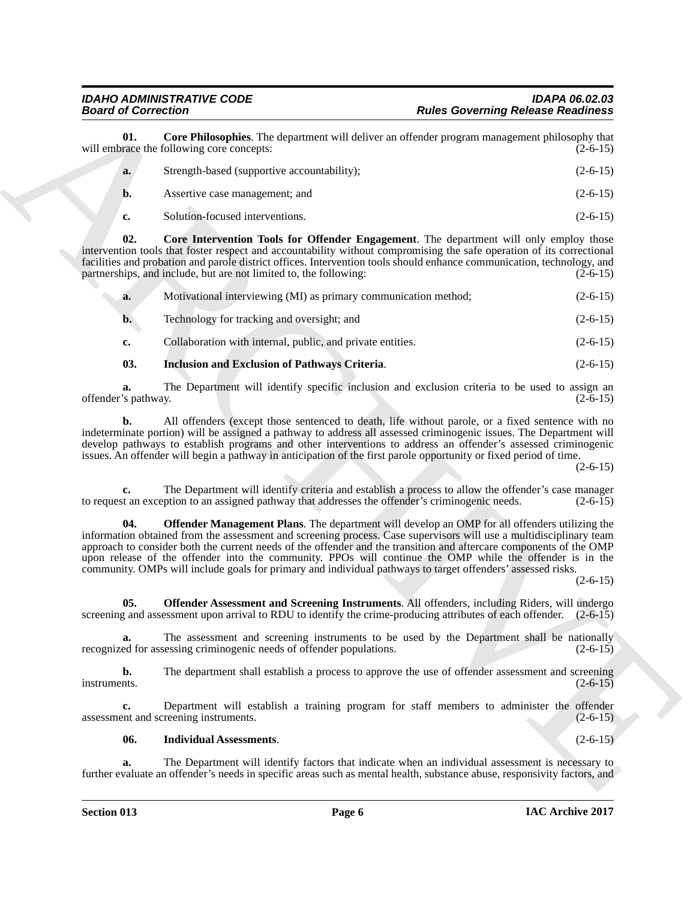**01. Core Philosophies**. The department will deliver an offender program management philosophy that will embrace the following core concepts: (2-6-15)

**a.** Strength-based (supportive accountability); (2-6-15)

**b.** Assertive case management; and (2-6-15)

**c.** Solution-focused interventions. (2-6-15)

**02. Core Intervention Tools for Offender Engagement**. The department will only employ those intervention tools that foster respect and accountability without compromising the safe operation of its correctional facilities and probation and parole district offices. Intervention tools should enhance communication, technology, and partnerships, and include, but are not limited to, the following: (2-6-15)

**a.** Motivational interviewing (MI) as primary communication method; (2-6-15)

**b.** Technology for tracking and oversight; and (2-6-15)

**c.** Collaboration with internal, public, and private entities. (2-6-15)

**03. Inclusion and Exclusion of Pathways Criteria**. (2-6-15)

**a.** The Department will identify specific inclusion and exclusion criteria to be used to assign an offender's pathway. (2-6-15)

**b.** All offenders (except those sentenced to death, life without parole, or a fixed sentence with no indeterminate portion) will be assigned a pathway to address all assessed criminogenic issues. The Department will develop pathways to establish programs and other interventions to address an offender's assessed criminogenic issues. An offender will begin a pathway in anticipation of the first parole opportunity or fixed period of time. (2-6-15)

**c.** The Department will identify criteria and establish a process to allow the offender's case manager to request an exception to an assigned pathway that addresses the offender's criminogenic needs. (2-6-15)

**04. Offender Management Plans**. The department will develop an OMP for all offenders utilizing the information obtained from the assessment and screening process. Case supervisors will use a multidisciplinary team approach to consider both the current needs of the offender and the transition and aftercare components of the OMP upon release of the offender into the community. PPOs will continue the OMP while the offender is in the community. OMPs will include goals for primary and individual pathways to target offenders' assessed risks. (2-6-15)

**05. Offender Assessment and Screening Instruments**. All offenders, including Riders, will undergo screening and assessment upon arrival to RDU to identify the crime-producing attributes of each offender. (2-6-15)

**a.** The assessment and screening instruments to be used by the Department shall be nationally recognized for assessing criminogenic needs of offender populations. (2-6-15)

**b.** The department shall establish a process to approve the use of offender assessment and screening instruments. (2-6-15)

**c.** Department will establish a training program for staff members to administer the offender assessment and screening instruments. (2-6-15)

**06. Individual Assessments**. (2-6-15)

**a.** The Department will identify factors that indicate when an individual assessment is necessary to further evaluate an offender's needs in specific areas such as mental health, substance abuse, responsivity factors, and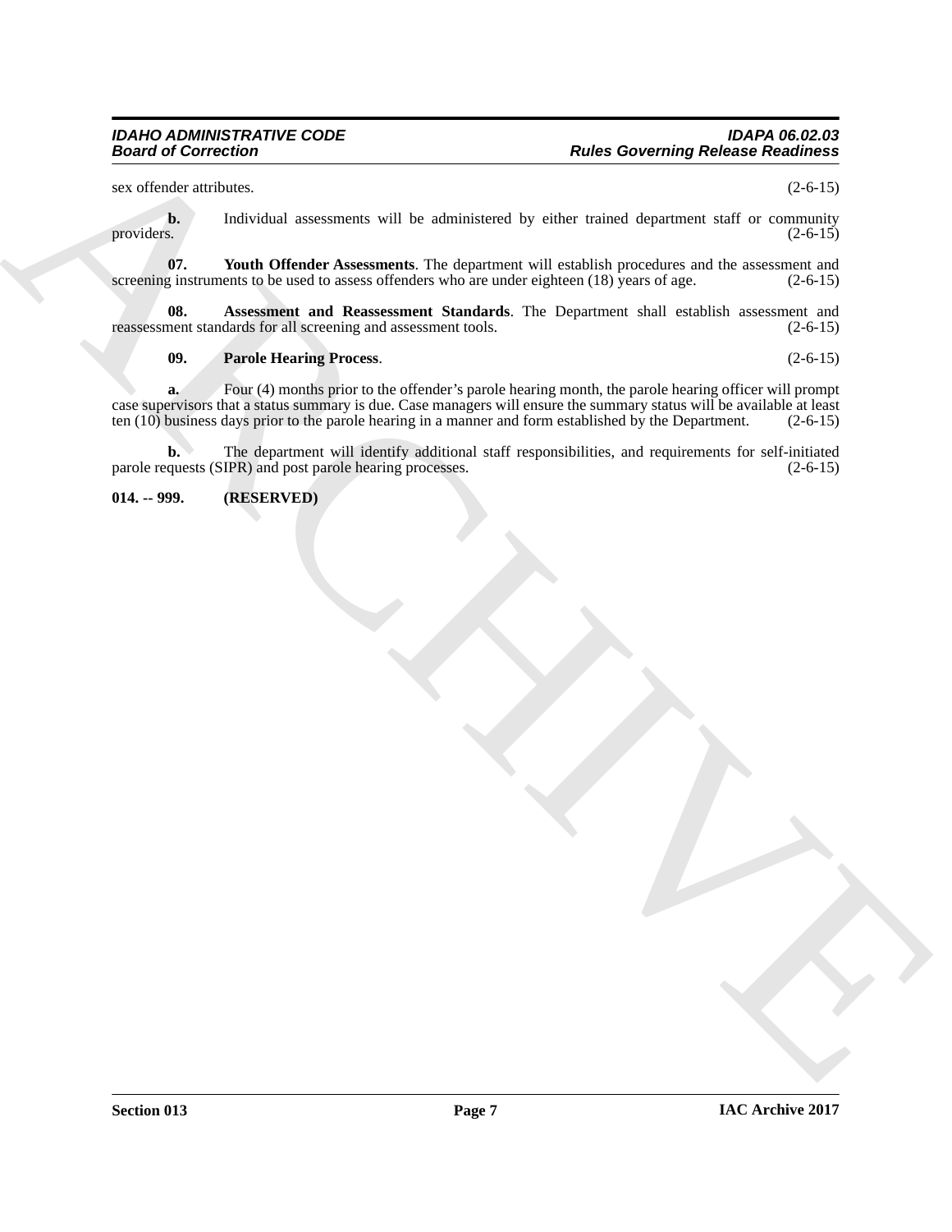sex offender attributes. (2-6-15)

**b.** Individual assessments will be administered by either trained department staff or community providers. (2-6-15)

**07. Youth Offender Assessments**. The department will establish procedures and the assessment and screening instruments to be used to assess offenders who are under eighteen (18) years of age. (2-6-15)

**08. Assessment and Reassessment Standards**. The Department shall establish assessment and reassessment standards for all screening and assessment tools. (2-6-15)

**09. Parole Hearing Process**. (2-6-15)

**a.** Four (4) months prior to the offender's parole hearing month, the parole hearing officer will prompt case supervisors that a status summary is due. Case managers will ensure the summary status will be available at least ten (10) business days prior to the parole hearing in a manner and form established by the Department. (2-6-15)

**b.** The department will identify additional staff responsibilities, and requirements for self-initiated parole requests (SIPR) and post parole hearing processes. (2-6-15)

**014. -- 999. (RESERVED)**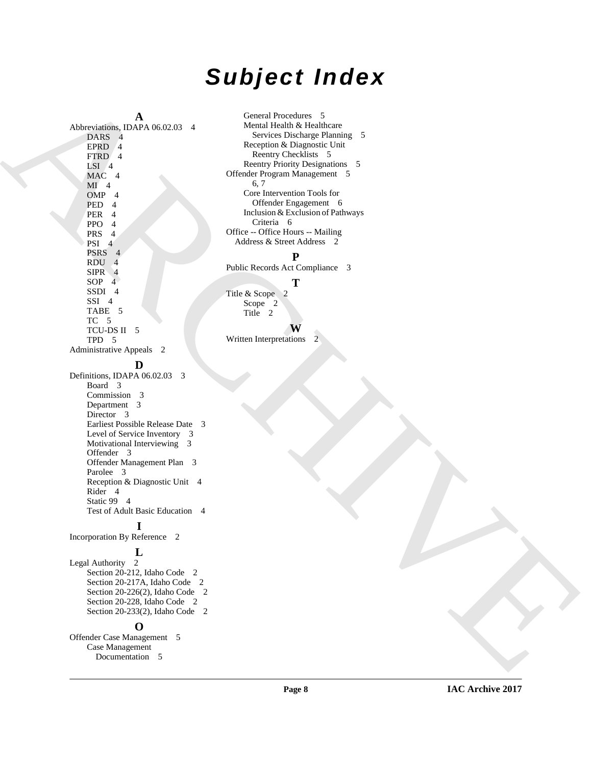# Subject Index

**A**

Abbreviations, IDAPA 06.02.03 4
- DARS 4
- EPRD 4
- FTRD 4
- LSI 4
- MAC 4
- MI 4
- OMP 4
- PED 4
- PER 4
- PPO 4
- PRS 4
- PSI 4
- PSRS 4
- RDU 4
- SIPR 4
- SOP 4
- SSDI 4
- SSI 4
- TABE 5
- TC 5
- TCU-DS II 5
- TPD 5

Administrative Appeals 2

**D**

Definitions, IDAPA 06.02.03 3
- Board 3
- Commission 3
- Department 3
- Director 3
- Earliest Possible Release Date 3
- Level of Service Inventory 3
- Motivational Interviewing 3
- Offender 3
- Offender Management Plan 3
- Parolee 3
- Reception & Diagnostic Unit 4
- Rider 4
- Static 99 4
- Test of Adult Basic Education 4

**I**

Incorporation By Reference 2

**L**

Legal Authority 2
- Section 20-212, Idaho Code 2
- Section 20-217A, Idaho Code 2
- Section 20-226(2), Idaho Code 2
- Section 20-228, Idaho Code 2
- Section 20-233(2), Idaho Code 2

**O**

Offender Case Management 5
- Case Management Documentation 5
- General Procedures 5
- Mental Health & Healthcare Services Discharge Planning 5
- Reception & Diagnostic Unit Reentry Checklists 5
- Reentry Priority Designations 5

Offender Program Management 5 6, 7
- Core Intervention Tools for Offender Engagement 6
- Inclusion & Exclusion of Pathways Criteria 6

Office -- Office Hours -- Mailing Address & Street Address 2

**P**

Public Records Act Compliance 3

**T**

Title & Scope 2
- Scope 2
- Title 2

**W**

Written Interpretations 2